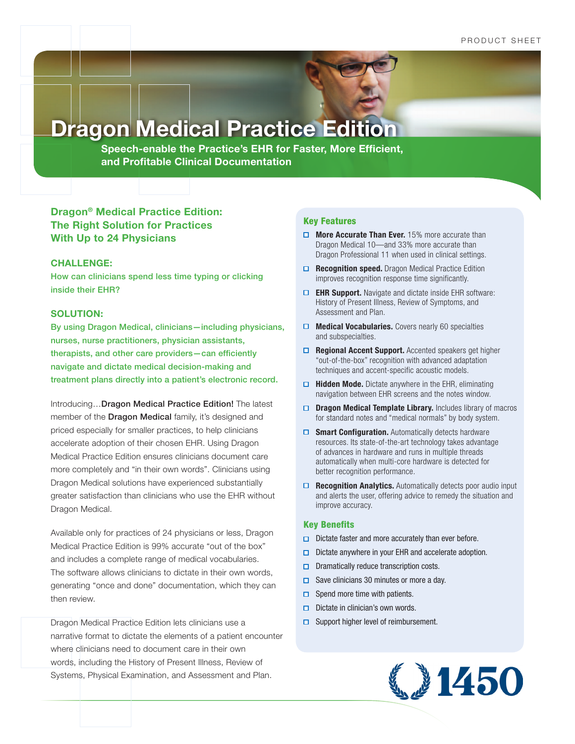PRODUCT SHEET

# Dragon Medical Practice Edition

**Speech-enable the Practice's EHR for Faster, More Efficient, and Profitable Clinical Documentation**

## Dragon® Medical Practice Edition: The Right Solution for Practices With Up to 24 Physicians

### CHALLENGE:

How can clinicians spend less time typing or clicking inside their EHR?

### SOLUTION:

By using Dragon Medical, clinicians—including physicians, nurses, nurse practitioners, physician assistants, therapists, and other care providers—can efficiently navigate and dictate medical decision-making and treatment plans directly into a patient's electronic record.

Introducing…**Dragon Medical Practice Edition!** The latest member of the **Dragon Medical** family, it's designed and priced especially for smaller practices, to help clinicians accelerate adoption of their chosen EHR. Using Dragon Medical Practice Edition ensures clinicians document care more completely and "in their own words". Clinicians using Dragon Medical solutions have experienced substantially greater satisfaction than clinicians who use the EHR without Dragon Medical.

Available only for practices of 24 physicians or less, Dragon Medical Practice Edition is 99% accurate "out of the box" and includes a complete range of medical vocabularies. The software allows clinicians to dictate in their own words, generating "once and done" documentation, which they can then review.

Dragon Medical Practice Edition lets clinicians use a narrative format to dictate the elements of a patient encounter where clinicians need to document care in their own words, including the History of Present Illness, Review of Systems, Physical Examination, and Assessment and Plan.

### Key Features

- **More Accurate Than Ever.** 15% more accurate than Dragon Medical 10—and 33% more accurate than Dragon Professional 11 when used in clinical settings.
- **Recognition speed.** Dragon Medical Practice Edition improves recognition response time significantly.
- **EHR Support.** Navigate and dictate inside EHR software: History of Present Illness, Review of Symptoms, and Assessment and Plan.
- **Medical Vocabularies.** Covers nearly 60 specialties and subspecialties.
- **Regional Accent Support.** Accented speakers get higher "out-of-the-box" recognition with advanced adaptation techniques and accent-specific acoustic models.
- **Hidden Mode.** Dictate anywhere in the EHR, eliminating navigation between EHR screens and the notes window.
- **Dragon Medical Template Library.** Includes library of macros for standard notes and "medical normals" by body system.
- **Smart Configuration.** Automatically detects hardware resources. Its state-of-the-art technology takes advantage of advances in hardware and runs in multiple threads automatically when multi-core hardware is detected for better recognition performance.
- **Recognition Analytics.** Automatically detects poor audio input and alerts the user, offering advice to remedy the situation and improve accuracy.

### Key Benefits

- Dictate faster and more accurately than ever before.
- Dictate anywhere in your EHR and accelerate adoption.
- Dramatically reduce transcription costs.
- Save clinicians 30 minutes or more a day.
- Spend more time with patients.
- Dictate in clinician's own words.
- Support higher level of reimbursement.

1450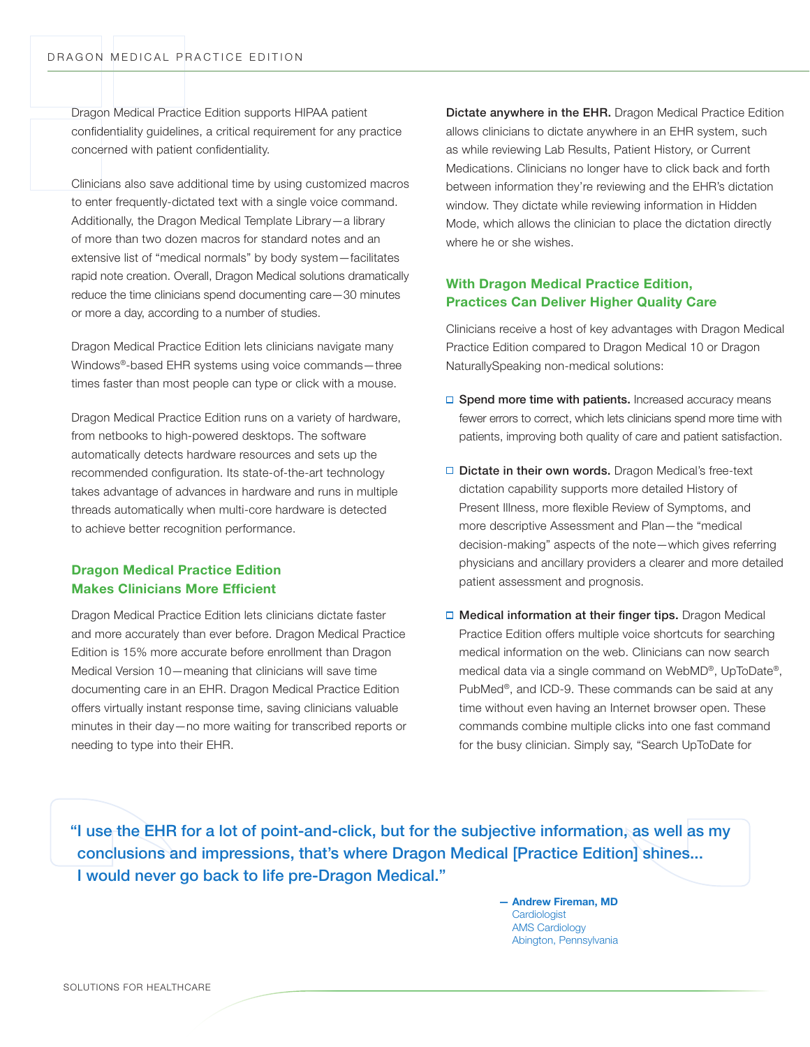Dragon Medical Practice Edition supports HIPAA patient confidentiality guidelines, a critical requirement for any practice concerned with patient confidentiality.

Clinicians also save additional time by using customized macros to enter frequently-dictated text with a single voice command. Additionally, the Dragon Medical Template Library—a library of more than two dozen macros for standard notes and an extensive list of "medical normals" by body system—facilitates rapid note creation. Overall, Dragon Medical solutions dramatically reduce the time clinicians spend documenting care—30 minutes or more a day, according to a number of studies.

Dragon Medical Practice Edition lets clinicians navigate many Windows®-based EHR systems using voice commands—three times faster than most people can type or click with a mouse.

Dragon Medical Practice Edition runs on a variety of hardware, from netbooks to high-powered desktops. The software automatically detects hardware resources and sets up the recommended configuration. Its state-of-the-art technology takes advantage of advances in hardware and runs in multiple threads automatically when multi-core hardware is detected to achieve better recognition performance.

## Dragon Medical Practice Edition Makes Clinicians More Efficient

Dragon Medical Practice Edition lets clinicians dictate faster and more accurately than ever before. Dragon Medical Practice Edition is 15% more accurate before enrollment than Dragon Medical Version 10—meaning that clinicians will save time documenting care in an EHR. Dragon Medical Practice Edition offers virtually instant response time, saving clinicians valuable minutes in their day—no more waiting for transcribed reports or needing to type into their EHR.

**Dictate anywhere in the EHR.** Dragon Medical Practice Edition allows clinicians to dictate anywhere in an EHR system, such as while reviewing Lab Results, Patient History, or Current Medications. Clinicians no longer have to click back and forth between information they're reviewing and the EHR's dictation window. They dictate while reviewing information in Hidden Mode, which allows the clinician to place the dictation directly where he or she wishes.

## With Dragon Medical Practice Edition, Practices Can Deliver Higher Quality Care

Clinicians receive a host of key advantages with Dragon Medical Practice Edition compared to Dragon Medical 10 or Dragon NaturallySpeaking non-medical solutions:

- **Spend more time with patients.** Increased accuracy means fewer errors to correct, which lets clinicians spend more time with patients, improving both quality of care and patient satisfaction.
- **Dictate in their own words.** Dragon Medical's free-text dictation capability supports more detailed History of Present Illness, more flexible Review of Symptoms, and more descriptive Assessment and Plan—the "medical decision-making" aspects of the note—which gives referring physicians and ancillary providers a clearer and more detailed patient assessment and prognosis.
- **Medical information at their finger tips.** Dragon Medical Practice Edition offers multiple voice shortcuts for searching medical information on the web. Clinicians can now search medical data via a single command on WebMD®, UpToDate®, PubMed®, and ICD-9. These commands can be said at any time without even having an Internet browser open. These commands combine multiple clicks into one fast command for the busy clinician. Simply say, "Search UpToDate for

> "I use the EHR for a lot of point-and-click, but for the subjective information, as well as my conclusions and impressions, that's where Dragon Medical [Practice Edition] shines... I would never go back to life pre-Dragon Medical."
>
> — **Andrew Fireman, MD**
> Cardiologist
> AMS Cardiology
> Abington, Pennsylvania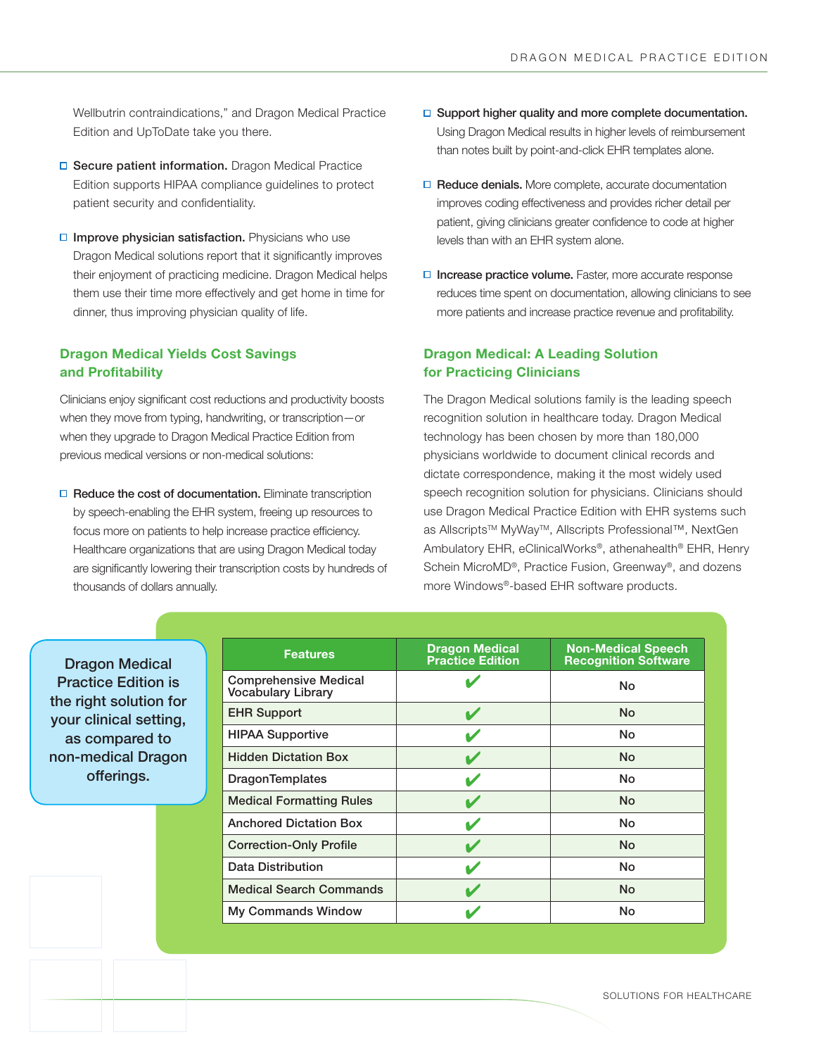Wellbutrin contraindications," and Dragon Medical Practice Edition and UpToDate take you there.

- **Secure patient information.** Dragon Medical Practice Edition supports HIPAA compliance guidelines to protect patient security and confidentiality.
- **Improve physician satisfaction.** Physicians who use Dragon Medical solutions report that it significantly improves their enjoyment of practicing medicine. Dragon Medical helps them use their time more effectively and get home in time for dinner, thus improving physician quality of life.

## Dragon Medical Yields Cost Savings and Profitability

Clinicians enjoy significant cost reductions and productivity boosts when they move from typing, handwriting, or transcription—or when they upgrade to Dragon Medical Practice Edition from previous medical versions or non-medical solutions:

- **Reduce the cost of documentation.** Eliminate transcription by speech-enabling the EHR system, freeing up resources to focus more on patients to help increase practice efficiency. Healthcare organizations that are using Dragon Medical today are significantly lowering their transcription costs by hundreds of thousands of dollars annually.
- **Support higher quality and more complete documentation.** Using Dragon Medical results in higher levels of reimbursement than notes built by point-and-click EHR templates alone.
- **Reduce denials.** More complete, accurate documentation improves coding effectiveness and provides richer detail per patient, giving clinicians greater confidence to code at higher levels than with an EHR system alone.
- **Increase practice volume.** Faster, more accurate response reduces time spent on documentation, allowing clinicians to see more patients and increase practice revenue and profitability.

## Dragon Medical: A Leading Solution for Practicing Clinicians

The Dragon Medical solutions family is the leading speech recognition solution in healthcare today. Dragon Medical technology has been chosen by more than 180,000 physicians worldwide to document clinical records and dictate correspondence, making it the most widely used speech recognition solution for physicians. Clinicians should use Dragon Medical Practice Edition with EHR systems such as Allscripts™ MyWay™, Allscripts Professional™, NextGen Ambulatory EHR, eClinicalWorks®, athenahealth® EHR, Henry Schein MicroMD®, Practice Fusion, Greenway®, and dozens more Windows®-based EHR software products.

**Dragon Medical Practice Edition is the right solution for your clinical setting, as compared to non-medical Dragon offerings.**

| Features | Dragon Medical Practice Edition | Non-Medical Speech Recognition Software |
|---|---|---|
| Comprehensive Medical Vocabulary Library | ✔ | No |
| EHR Support | ✔ | No |
| HIPAA Supportive | ✔ | No |
| Hidden Dictation Box | ✔ | No |
| DragonTemplates | ✔ | No |
| Medical Formatting Rules | ✔ | No |
| Anchored Dictation Box | ✔ | No |
| Correction-Only Profile | ✔ | No |
| Data Distribution | ✔ | No |
| Medical Search Commands | ✔ | No |
| My Commands Window | ✔ | No |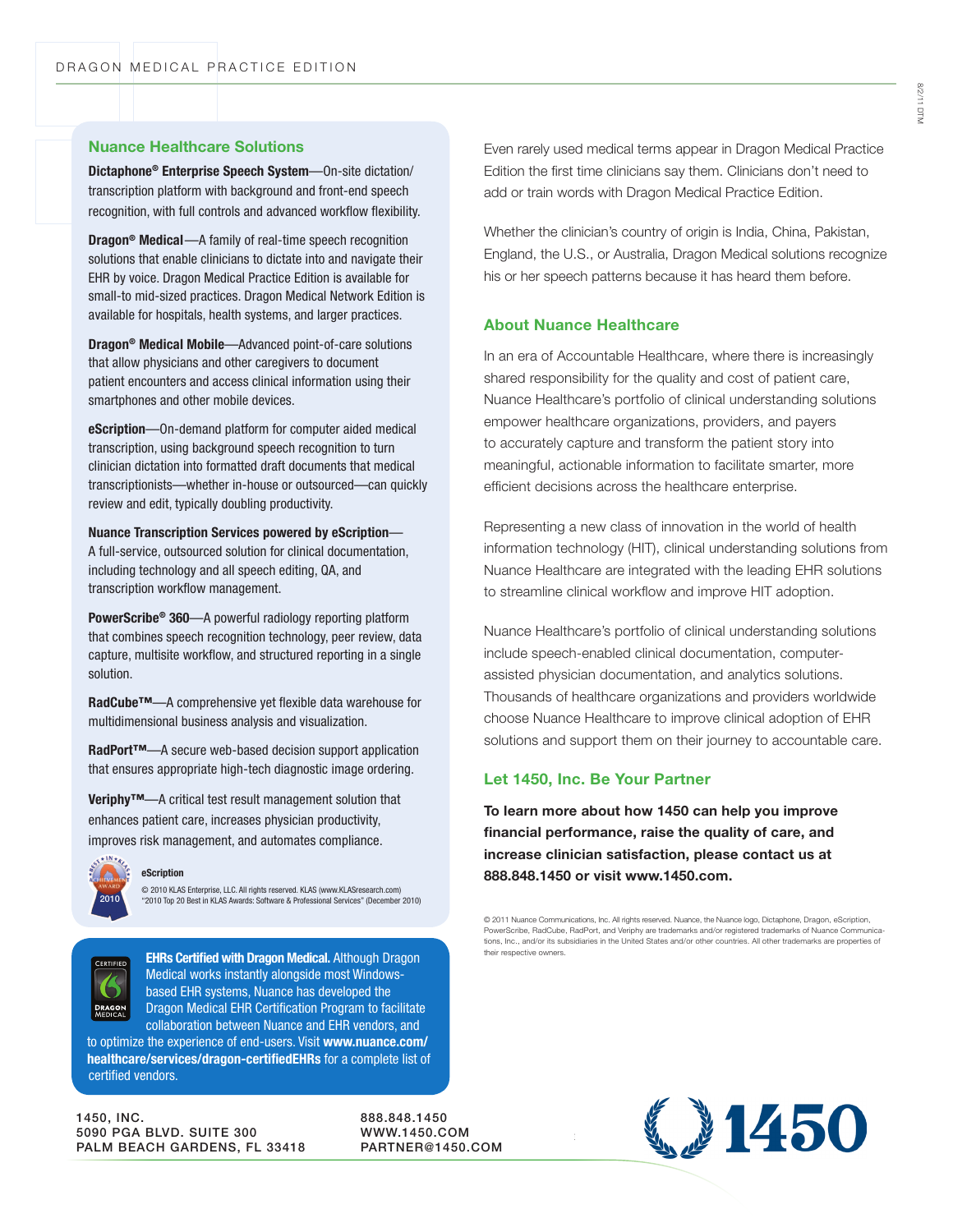## Nuance Healthcare Solutions

**Dictaphone® Enterprise Speech System**—On-site dictation/transcription platform with background and front-end speech recognition, with full controls and advanced workflow flexibility.

**Dragon® Medical**—A family of real-time speech recognition solutions that enable clinicians to dictate into and navigate their EHR by voice. Dragon Medical Practice Edition is available for small-to mid-sized practices. Dragon Medical Network Edition is available for hospitals, health systems, and larger practices.

**Dragon® Medical Mobile**—Advanced point-of-care solutions that allow physicians and other caregivers to document patient encounters and access clinical information using their smartphones and other mobile devices.

**eScription**—On-demand platform for computer aided medical transcription, using background speech recognition to turn clinician dictation into formatted draft documents that medical transcriptionists—whether in-house or outsourced—can quickly review and edit, typically doubling productivity.

**Nuance Transcription Services powered by eScription**—A full-service, outsourced solution for clinical documentation, including technology and all speech editing, QA, and transcription workflow management.

**PowerScribe® 360**—A powerful radiology reporting platform that combines speech recognition technology, peer review, data capture, multisite workflow, and structured reporting in a single solution.

**RadCube™**—A comprehensive yet flexible data warehouse for multidimensional business analysis and visualization.

**RadPort™**—A secure web-based decision support application that ensures appropriate high-tech diagnostic image ordering.

**Veriphy™**—A critical test result management solution that enhances patient care, increases physician productivity, improves risk management, and automates compliance.

**eScription**

© 2010 KLAS Enterprise, LLC. All rights reserved. KLAS (www.KLASresearch.com) "2010 Top 20 Best in KLAS Awards: Software & Professional Services" (December 2010)

**EHRs Certified with Dragon Medical.** Although Dragon Medical works instantly alongside most Windows-based EHR systems, Nuance has developed the Dragon Medical EHR Certification Program to facilitate collaboration between Nuance and EHR vendors, and to optimize the experience of end-users. Visit **www.nuance.com/healthcare/services/dragon-certifiedEHRs** for a complete list of certified vendors.

Even rarely used medical terms appear in Dragon Medical Practice Edition the first time clinicians say them. Clinicians don't need to add or train words with Dragon Medical Practice Edition.

Whether the clinician's country of origin is India, China, Pakistan, England, the U.S., or Australia, Dragon Medical solutions recognize his or her speech patterns because it has heard them before.

## About Nuance Healthcare

In an era of Accountable Healthcare, where there is increasingly shared responsibility for the quality and cost of patient care, Nuance Healthcare's portfolio of clinical understanding solutions empower healthcare organizations, providers, and payers to accurately capture and transform the patient story into meaningful, actionable information to facilitate smarter, more efficient decisions across the healthcare enterprise.

Representing a new class of innovation in the world of health information technology (HIT), clinical understanding solutions from Nuance Healthcare are integrated with the leading EHR solutions to streamline clinical workflow and improve HIT adoption.

Nuance Healthcare's portfolio of clinical understanding solutions include speech-enabled clinical documentation, computer-assisted physician documentation, and analytics solutions. Thousands of healthcare organizations and providers worldwide choose Nuance Healthcare to improve clinical adoption of EHR solutions and support them on their journey to accountable care.

## Let 1450, Inc. Be Your Partner

**To learn more about how 1450 can help you improve financial performance, raise the quality of care, and increase clinician satisfaction, please contact us at 888.848.1450 or visit www.1450.com.**

© 2011 Nuance Communications, Inc. All rights reserved. Nuance, the Nuance logo, Dictaphone, Dragon, eScription, PowerScribe, RadCube, RadPort, and Veriphy are trademarks and/or registered trademarks of Nuance Communications, Inc., and/or its subsidiaries in the United States and/or other countries. All other trademarks are properties of their respective owners.

1450, INC.
5090 PGA BLVD. SUITE 300
PALM BEACH GARDENS, FL 33418

888.848.1450
WWW.1450.COM
PARTNER@1450.COM